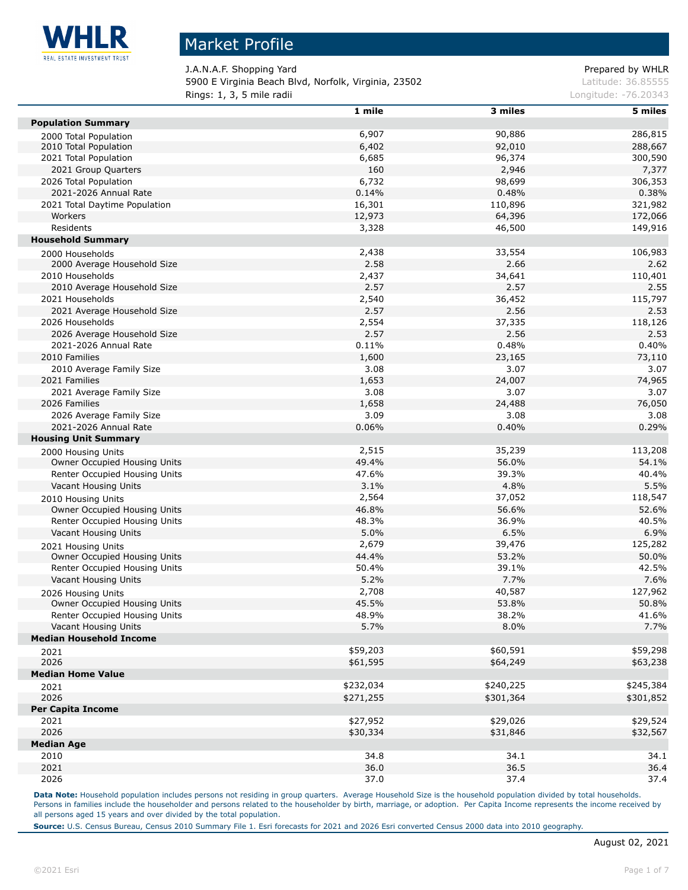# Market Profile

J.A.N.A.F. Shopping Yard
5900 E Virginia Beach Blvd, Norfolk, Virginia, 23502
Rings: 1, 3, 5 mile radii

Prepared by WHLR
Latitude: 36.85555
Longitude: -76.20343

| | 1 mile | 3 miles | 5 miles |
|---|---|---|---|
| **Population Summary** | | | |
| 2000 Total Population | 6,907 | 90,886 | 286,815 |
| 2010 Total Population | 6,402 | 92,010 | 288,667 |
| 2021 Total Population | 6,685 | 96,374 | 300,590 |
| 2021 Group Quarters | 160 | 2,946 | 7,377 |
| 2026 Total Population | 6,732 | 98,699 | 306,353 |
| 2021-2026 Annual Rate | 0.14% | 0.48% | 0.38% |
| 2021 Total Daytime Population | 16,301 | 110,896 | 321,982 |
| Workers | 12,973 | 64,396 | 172,066 |
| Residents | 3,328 | 46,500 | 149,916 |
| **Household Summary** | | | |
| 2000 Households | 2,438 | 33,554 | 106,983 |
| 2000 Average Household Size | 2.58 | 2.66 | 2.62 |
| 2010 Households | 2,437 | 34,641 | 110,401 |
| 2010 Average Household Size | 2.57 | 2.57 | 2.55 |
| 2021 Households | 2,540 | 36,452 | 115,797 |
| 2021 Average Household Size | 2.57 | 2.56 | 2.53 |
| 2026 Households | 2,554 | 37,335 | 118,126 |
| 2026 Average Household Size | 2.57 | 2.56 | 2.53 |
| 2021-2026 Annual Rate | 0.11% | 0.48% | 0.40% |
| 2010 Families | 1,600 | 23,165 | 73,110 |
| 2010 Average Family Size | 3.08 | 3.07 | 3.07 |
| 2021 Families | 1,653 | 24,007 | 74,965 |
| 2021 Average Family Size | 3.08 | 3.07 | 3.07 |
| 2026 Families | 1,658 | 24,488 | 76,050 |
| 2026 Average Family Size | 3.09 | 3.08 | 3.08 |
| 2021-2026 Annual Rate | 0.06% | 0.40% | 0.29% |
| **Housing Unit Summary** | | | |
| 2000 Housing Units | 2,515 | 35,239 | 113,208 |
| Owner Occupied Housing Units | 49.4% | 56.0% | 54.1% |
| Renter Occupied Housing Units | 47.6% | 39.3% | 40.4% |
| Vacant Housing Units | 3.1% | 4.8% | 5.5% |
| 2010 Housing Units | 2,564 | 37,052 | 118,547 |
| Owner Occupied Housing Units | 46.8% | 56.6% | 52.6% |
| Renter Occupied Housing Units | 48.3% | 36.9% | 40.5% |
| Vacant Housing Units | 5.0% | 6.5% | 6.9% |
| 2021 Housing Units | 2,679 | 39,476 | 125,282 |
| Owner Occupied Housing Units | 44.4% | 53.2% | 50.0% |
| Renter Occupied Housing Units | 50.4% | 39.1% | 42.5% |
| Vacant Housing Units | 5.2% | 7.7% | 7.6% |
| 2026 Housing Units | 2,708 | 40,587 | 127,962 |
| Owner Occupied Housing Units | 45.5% | 53.8% | 50.8% |
| Renter Occupied Housing Units | 48.9% | 38.2% | 41.6% |
| Vacant Housing Units | 5.7% | 8.0% | 7.7% |
| **Median Household Income** | | | |
| 2021 | $59,203 | $60,591 | $59,298 |
| 2026 | $61,595 | $64,249 | $63,238 |
| **Median Home Value** | | | |
| 2021 | $232,034 | $240,225 | $245,384 |
| 2026 | $271,255 | $301,364 | $301,852 |
| **Per Capita Income** | | | |
| 2021 | $27,952 | $29,026 | $29,524 |
| 2026 | $30,334 | $31,846 | $32,567 |
| **Median Age** | | | |
| 2010 | 34.8 | 34.1 | 34.1 |
| 2021 | 36.0 | 36.5 | 36.4 |
| 2026 | 37.0 | 37.4 | 37.4 |

**Data Note:** Household population includes persons not residing in group quarters. Average Household Size is the household population divided by total households. Persons in families include the householder and persons related to the householder by birth, marriage, or adoption. Per Capita Income represents the income received by all persons aged 15 years and over divided by the total population.

**Source:** U.S. Census Bureau, Census 2010 Summary File 1. Esri forecasts for 2021 and 2026 Esri converted Census 2000 data into 2010 geography.

August 02, 2021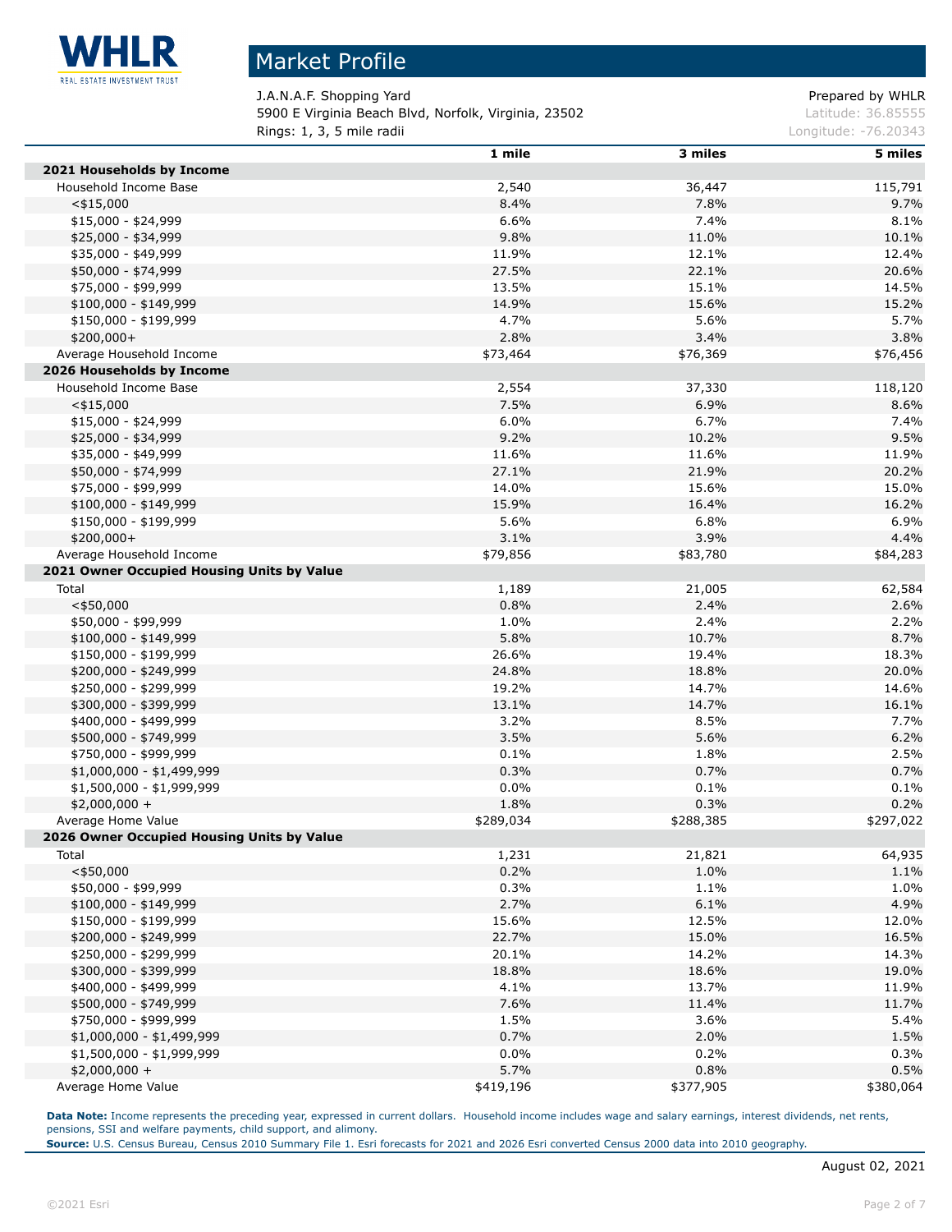# Market Profile

J.A.N.A.F. Shopping Yard
5900 E Virginia Beach Blvd, Norfolk, Virginia, 23502
Rings: 1, 3, 5 mile radii

Prepared by WHLR
Latitude: 36.85555
Longitude: -76.20343

| | 1 mile | 3 miles | 5 miles |
|---|---|---|---|
| **2021 Households by Income** | | | |
| Household Income Base | 2,540 | 36,447 | 115,791 |
| <$15,000 | 8.4% | 7.8% | 9.7% |
| $15,000 - $24,999 | 6.6% | 7.4% | 8.1% |
| $25,000 - $34,999 | 9.8% | 11.0% | 10.1% |
| $35,000 - $49,999 | 11.9% | 12.1% | 12.4% |
| $50,000 - $74,999 | 27.5% | 22.1% | 20.6% |
| $75,000 - $99,999 | 13.5% | 15.1% | 14.5% |
| $100,000 - $149,999 | 14.9% | 15.6% | 15.2% |
| $150,000 - $199,999 | 4.7% | 5.6% | 5.7% |
| $200,000+ | 2.8% | 3.4% | 3.8% |
| Average Household Income | $73,464 | $76,369 | $76,456 |
| **2026 Households by Income** | | | |
| Household Income Base | 2,554 | 37,330 | 118,120 |
| <$15,000 | 7.5% | 6.9% | 8.6% |
| $15,000 - $24,999 | 6.0% | 6.7% | 7.4% |
| $25,000 - $34,999 | 9.2% | 10.2% | 9.5% |
| $35,000 - $49,999 | 11.6% | 11.6% | 11.9% |
| $50,000 - $74,999 | 27.1% | 21.9% | 20.2% |
| $75,000 - $99,999 | 14.0% | 15.6% | 15.0% |
| $100,000 - $149,999 | 15.9% | 16.4% | 16.2% |
| $150,000 - $199,999 | 5.6% | 6.8% | 6.9% |
| $200,000+ | 3.1% | 3.9% | 4.4% |
| Average Household Income | $79,856 | $83,780 | $84,283 |
| **2021 Owner Occupied Housing Units by Value** | | | |
| Total | 1,189 | 21,005 | 62,584 |
| <$50,000 | 0.8% | 2.4% | 2.6% |
| $50,000 - $99,999 | 1.0% | 2.4% | 2.2% |
| $100,000 - $149,999 | 5.8% | 10.7% | 8.7% |
| $150,000 - $199,999 | 26.6% | 19.4% | 18.3% |
| $200,000 - $249,999 | 24.8% | 18.8% | 20.0% |
| $250,000 - $299,999 | 19.2% | 14.7% | 14.6% |
| $300,000 - $399,999 | 13.1% | 14.7% | 16.1% |
| $400,000 - $499,999 | 3.2% | 8.5% | 7.7% |
| $500,000 - $749,999 | 3.5% | 5.6% | 6.2% |
| $750,000 - $999,999 | 0.1% | 1.8% | 2.5% |
| $1,000,000 - $1,499,999 | 0.3% | 0.7% | 0.7% |
| $1,500,000 - $1,999,999 | 0.0% | 0.1% | 0.1% |
| $2,000,000 + | 1.8% | 0.3% | 0.2% |
| Average Home Value | $289,034 | $288,385 | $297,022 |
| **2026 Owner Occupied Housing Units by Value** | | | |
| Total | 1,231 | 21,821 | 64,935 |
| <$50,000 | 0.2% | 1.0% | 1.1% |
| $50,000 - $99,999 | 0.3% | 1.1% | 1.0% |
| $100,000 - $149,999 | 2.7% | 6.1% | 4.9% |
| $150,000 - $199,999 | 15.6% | 12.5% | 12.0% |
| $200,000 - $249,999 | 22.7% | 15.0% | 16.5% |
| $250,000 - $299,999 | 20.1% | 14.2% | 14.3% |
| $300,000 - $399,999 | 18.8% | 18.6% | 19.0% |
| $400,000 - $499,999 | 4.1% | 13.7% | 11.9% |
| $500,000 - $749,999 | 7.6% | 11.4% | 11.7% |
| $750,000 - $999,999 | 1.5% | 3.6% | 5.4% |
| $1,000,000 - $1,499,999 | 0.7% | 2.0% | 1.5% |
| $1,500,000 - $1,999,999 | 0.0% | 0.2% | 0.3% |
| $2,000,000 + | 5.7% | 0.8% | 0.5% |
| Average Home Value | $419,196 | $377,905 | $380,064 |

**Data Note:** Income represents the preceding year, expressed in current dollars. Household income includes wage and salary earnings, interest dividends, net rents, pensions, SSI and welfare payments, child support, and alimony.
**Source:** U.S. Census Bureau, Census 2010 Summary File 1. Esri forecasts for 2021 and 2026 Esri converted Census 2000 data into 2010 geography.

August 02, 2021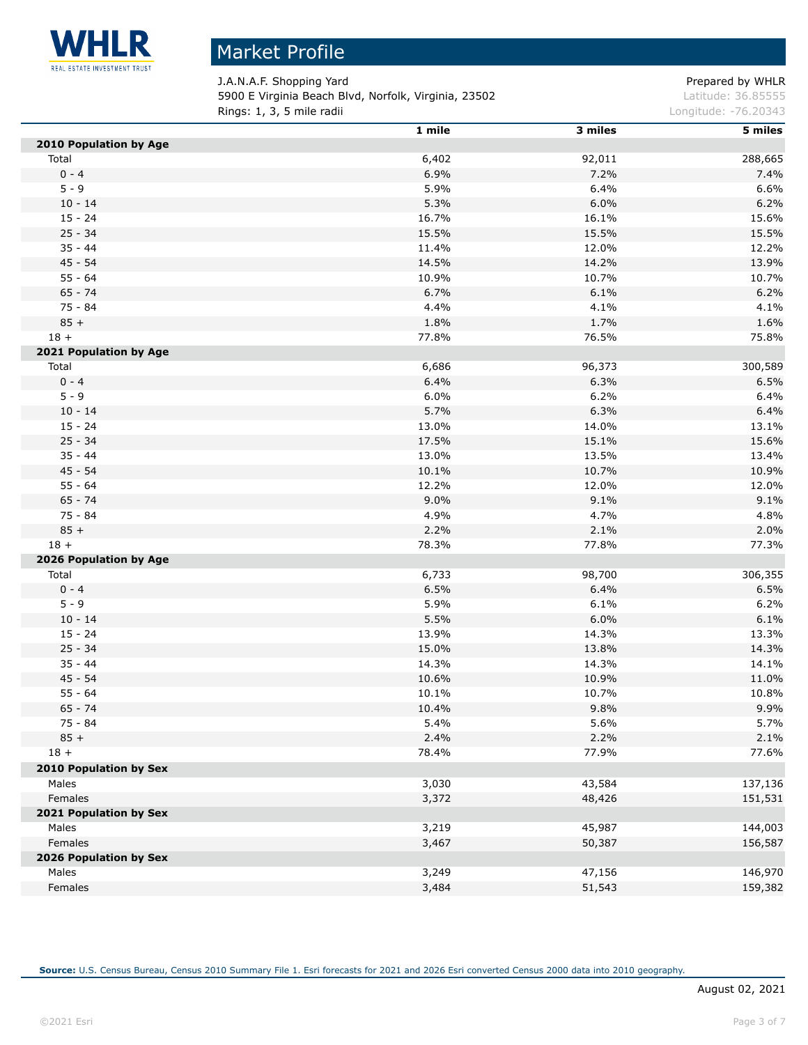# Market Profile

J.A.N.A.F. Shopping Yard
5900 E Virginia Beach Blvd, Norfolk, Virginia, 23502
Rings: 1, 3, 5 mile radii

Prepared by WHLR
Latitude: 36.85555
Longitude: -76.20343

| | 1 mile | 3 miles | 5 miles |
|---|---|---|---|
| **2010 Population by Age** | | | |
| Total | 6,402 | 92,011 | 288,665 |
| 0 - 4 | 6.9% | 7.2% | 7.4% |
| 5 - 9 | 5.9% | 6.4% | 6.6% |
| 10 - 14 | 5.3% | 6.0% | 6.2% |
| 15 - 24 | 16.7% | 16.1% | 15.6% |
| 25 - 34 | 15.5% | 15.5% | 15.5% |
| 35 - 44 | 11.4% | 12.0% | 12.2% |
| 45 - 54 | 14.5% | 14.2% | 13.9% |
| 55 - 64 | 10.9% | 10.7% | 10.7% |
| 65 - 74 | 6.7% | 6.1% | 6.2% |
| 75 - 84 | 4.4% | 4.1% | 4.1% |
| 85 + | 1.8% | 1.7% | 1.6% |
| 18 + | 77.8% | 76.5% | 75.8% |
| **2021 Population by Age** | | | |
| Total | 6,686 | 96,373 | 300,589 |
| 0 - 4 | 6.4% | 6.3% | 6.5% |
| 5 - 9 | 6.0% | 6.2% | 6.4% |
| 10 - 14 | 5.7% | 6.3% | 6.4% |
| 15 - 24 | 13.0% | 14.0% | 13.1% |
| 25 - 34 | 17.5% | 15.1% | 15.6% |
| 35 - 44 | 13.0% | 13.5% | 13.4% |
| 45 - 54 | 10.1% | 10.7% | 10.9% |
| 55 - 64 | 12.2% | 12.0% | 12.0% |
| 65 - 74 | 9.0% | 9.1% | 9.1% |
| 75 - 84 | 4.9% | 4.7% | 4.8% |
| 85 + | 2.2% | 2.1% | 2.0% |
| 18 + | 78.3% | 77.8% | 77.3% |
| **2026 Population by Age** | | | |
| Total | 6,733 | 98,700 | 306,355 |
| 0 - 4 | 6.5% | 6.4% | 6.5% |
| 5 - 9 | 5.9% | 6.1% | 6.2% |
| 10 - 14 | 5.5% | 6.0% | 6.1% |
| 15 - 24 | 13.9% | 14.3% | 13.3% |
| 25 - 34 | 15.0% | 13.8% | 14.3% |
| 35 - 44 | 14.3% | 14.3% | 14.1% |
| 45 - 54 | 10.6% | 10.9% | 11.0% |
| 55 - 64 | 10.1% | 10.7% | 10.8% |
| 65 - 74 | 10.4% | 9.8% | 9.9% |
| 75 - 84 | 5.4% | 5.6% | 5.7% |
| 85 + | 2.4% | 2.2% | 2.1% |
| 18 + | 78.4% | 77.9% | 77.6% |
| **2010 Population by Sex** | | | |
| Males | 3,030 | 43,584 | 137,136 |
| Females | 3,372 | 48,426 | 151,531 |
| **2021 Population by Sex** | | | |
| Males | 3,219 | 45,987 | 144,003 |
| Females | 3,467 | 50,387 | 156,587 |
| **2026 Population by Sex** | | | |
| Males | 3,249 | 47,156 | 146,970 |
| Females | 3,484 | 51,543 | 159,382 |

**Source:** U.S. Census Bureau, Census 2010 Summary File 1. Esri forecasts for 2021 and 2026 Esri converted Census 2000 data into 2010 geography.

August 02, 2021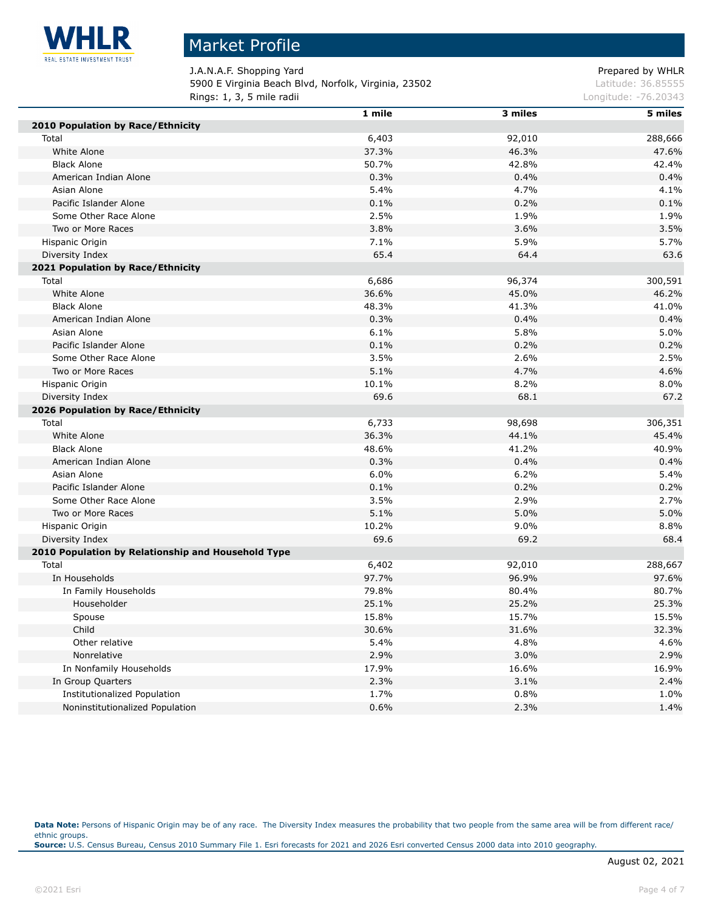# Market Profile

J.A.N.A.F. Shopping Yard
5900 E Virginia Beach Blvd, Norfolk, Virginia, 23502
Rings: 1, 3, 5 mile radii

Prepared by WHLR
Latitude: 36.85555
Longitude: -76.20343

| | 1 mile | 3 miles | 5 miles |
|---|---|---|---|
| **2010 Population by Race/Ethnicity** | | | |
| Total | 6,403 | 92,010 | 288,666 |
| White Alone | 37.3% | 46.3% | 47.6% |
| Black Alone | 50.7% | 42.8% | 42.4% |
| American Indian Alone | 0.3% | 0.4% | 0.4% |
| Asian Alone | 5.4% | 4.7% | 4.1% |
| Pacific Islander Alone | 0.1% | 0.2% | 0.1% |
| Some Other Race Alone | 2.5% | 1.9% | 1.9% |
| Two or More Races | 3.8% | 3.6% | 3.5% |
| Hispanic Origin | 7.1% | 5.9% | 5.7% |
| Diversity Index | 65.4 | 64.4 | 63.6 |
| **2021 Population by Race/Ethnicity** | | | |
| Total | 6,686 | 96,374 | 300,591 |
| White Alone | 36.6% | 45.0% | 46.2% |
| Black Alone | 48.3% | 41.3% | 41.0% |
| American Indian Alone | 0.3% | 0.4% | 0.4% |
| Asian Alone | 6.1% | 5.8% | 5.0% |
| Pacific Islander Alone | 0.1% | 0.2% | 0.2% |
| Some Other Race Alone | 3.5% | 2.6% | 2.5% |
| Two or More Races | 5.1% | 4.7% | 4.6% |
| Hispanic Origin | 10.1% | 8.2% | 8.0% |
| Diversity Index | 69.6 | 68.1 | 67.2 |
| **2026 Population by Race/Ethnicity** | | | |
| Total | 6,733 | 98,698 | 306,351 |
| White Alone | 36.3% | 44.1% | 45.4% |
| Black Alone | 48.6% | 41.2% | 40.9% |
| American Indian Alone | 0.3% | 0.4% | 0.4% |
| Asian Alone | 6.0% | 6.2% | 5.4% |
| Pacific Islander Alone | 0.1% | 0.2% | 0.2% |
| Some Other Race Alone | 3.5% | 2.9% | 2.7% |
| Two or More Races | 5.1% | 5.0% | 5.0% |
| Hispanic Origin | 10.2% | 9.0% | 8.8% |
| Diversity Index | 69.6 | 69.2 | 68.4 |
| **2010 Population by Relationship and Household Type** | | | |
| Total | 6,402 | 92,010 | 288,667 |
| In Households | 97.7% | 96.9% | 97.6% |
| In Family Households | 79.8% | 80.4% | 80.7% |
| Householder | 25.1% | 25.2% | 25.3% |
| Spouse | 15.8% | 15.7% | 15.5% |
| Child | 30.6% | 31.6% | 32.3% |
| Other relative | 5.4% | 4.8% | 4.6% |
| Nonrelative | 2.9% | 3.0% | 2.9% |
| In Nonfamily Households | 17.9% | 16.6% | 16.9% |
| In Group Quarters | 2.3% | 3.1% | 2.4% |
| Institutionalized Population | 1.7% | 0.8% | 1.0% |
| Noninstitutionalized Population | 0.6% | 2.3% | 1.4% |

**Data Note:** Persons of Hispanic Origin may be of any race. The Diversity Index measures the probability that two people from the same area will be from different race/ethnic groups.
**Source:** U.S. Census Bureau, Census 2010 Summary File 1. Esri forecasts for 2021 and 2026 Esri converted Census 2000 data into 2010 geography.

August 02, 2021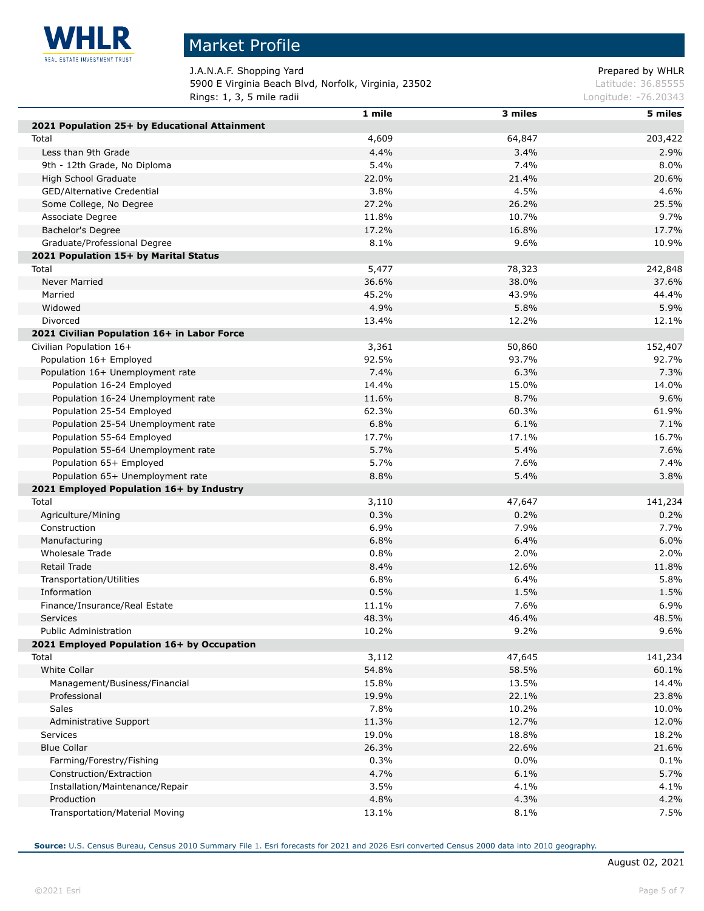# Market Profile

J.A.N.A.F. Shopping Yard
5900 E Virginia Beach Blvd, Norfolk, Virginia, 23502
Rings: 1, 3, 5 mile radii

Prepared by WHLR
Latitude: 36.85555
Longitude: -76.20343

| | 1 mile | 3 miles | 5 miles |
|---|---|---|---|
| **2021 Population 25+ by Educational Attainment** | | | |
| Total | 4,609 | 64,847 | 203,422 |
| Less than 9th Grade | 4.4% | 3.4% | 2.9% |
| 9th - 12th Grade, No Diploma | 5.4% | 7.4% | 8.0% |
| High School Graduate | 22.0% | 21.4% | 20.6% |
| GED/Alternative Credential | 3.8% | 4.5% | 4.6% |
| Some College, No Degree | 27.2% | 26.2% | 25.5% |
| Associate Degree | 11.8% | 10.7% | 9.7% |
| Bachelor's Degree | 17.2% | 16.8% | 17.7% |
| Graduate/Professional Degree | 8.1% | 9.6% | 10.9% |
| **2021 Population 15+ by Marital Status** | | | |
| Total | 5,477 | 78,323 | 242,848 |
| Never Married | 36.6% | 38.0% | 37.6% |
| Married | 45.2% | 43.9% | 44.4% |
| Widowed | 4.9% | 5.8% | 5.9% |
| Divorced | 13.4% | 12.2% | 12.1% |
| **2021 Civilian Population 16+ in Labor Force** | | | |
| Civilian Population 16+ | 3,361 | 50,860 | 152,407 |
| Population 16+ Employed | 92.5% | 93.7% | 92.7% |
| Population 16+ Unemployment rate | 7.4% | 6.3% | 7.3% |
| Population 16-24 Employed | 14.4% | 15.0% | 14.0% |
| Population 16-24 Unemployment rate | 11.6% | 8.7% | 9.6% |
| Population 25-54 Employed | 62.3% | 60.3% | 61.9% |
| Population 25-54 Unemployment rate | 6.8% | 6.1% | 7.1% |
| Population 55-64 Employed | 17.7% | 17.1% | 16.7% |
| Population 55-64 Unemployment rate | 5.7% | 5.4% | 7.6% |
| Population 65+ Employed | 5.7% | 7.6% | 7.4% |
| Population 65+ Unemployment rate | 8.8% | 5.4% | 3.8% |
| **2021 Employed Population 16+ by Industry** | | | |
| Total | 3,110 | 47,647 | 141,234 |
| Agriculture/Mining | 0.3% | 0.2% | 0.2% |
| Construction | 6.9% | 7.9% | 7.7% |
| Manufacturing | 6.8% | 6.4% | 6.0% |
| Wholesale Trade | 0.8% | 2.0% | 2.0% |
| Retail Trade | 8.4% | 12.6% | 11.8% |
| Transportation/Utilities | 6.8% | 6.4% | 5.8% |
| Information | 0.5% | 1.5% | 1.5% |
| Finance/Insurance/Real Estate | 11.1% | 7.6% | 6.9% |
| Services | 48.3% | 46.4% | 48.5% |
| Public Administration | 10.2% | 9.2% | 9.6% |
| **2021 Employed Population 16+ by Occupation** | | | |
| Total | 3,112 | 47,645 | 141,234 |
| White Collar | 54.8% | 58.5% | 60.1% |
| Management/Business/Financial | 15.8% | 13.5% | 14.4% |
| Professional | 19.9% | 22.1% | 23.8% |
| Sales | 7.8% | 10.2% | 10.0% |
| Administrative Support | 11.3% | 12.7% | 12.0% |
| Services | 19.0% | 18.8% | 18.2% |
| Blue Collar | 26.3% | 22.6% | 21.6% |
| Farming/Forestry/Fishing | 0.3% | 0.0% | 0.1% |
| Construction/Extraction | 4.7% | 6.1% | 5.7% |
| Installation/Maintenance/Repair | 3.5% | 4.1% | 4.1% |
| Production | 4.8% | 4.3% | 4.2% |
| Transportation/Material Moving | 13.1% | 8.1% | 7.5% |

**Source:** U.S. Census Bureau, Census 2010 Summary File 1. Esri forecasts for 2021 and 2026 Esri converted Census 2000 data into 2010 geography.

August 02, 2021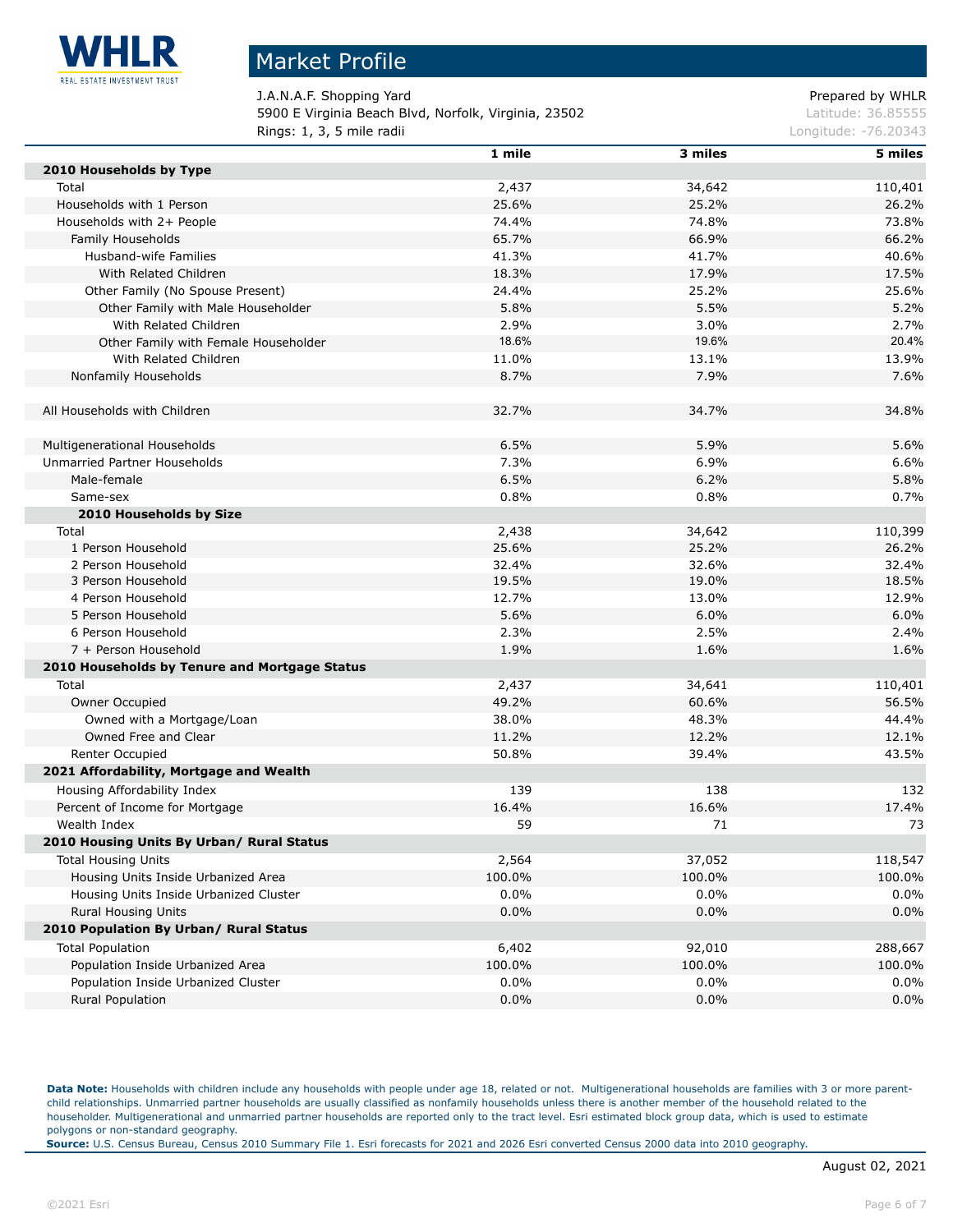# Market Profile

J.A.N.A.F. Shopping Yard
5900 E Virginia Beach Blvd, Norfolk, Virginia, 23502
Rings: 1, 3, 5 mile radii

Prepared by WHLR
Latitude: 36.85555
Longitude: -76.20343

| | 1 mile | 3 miles | 5 miles |
|---|---|---|---|
| **2010 Households by Type** | | | |
| Total | 2,437 | 34,642 | 110,401 |
| Households with 1 Person | 25.6% | 25.2% | 26.2% |
| Households with 2+ People | 74.4% | 74.8% | 73.8% |
| Family Households | 65.7% | 66.9% | 66.2% |
| Husband-wife Families | 41.3% | 41.7% | 40.6% |
| With Related Children | 18.3% | 17.9% | 17.5% |
| Other Family (No Spouse Present) | 24.4% | 25.2% | 25.6% |
| Other Family with Male Householder | 5.8% | 5.5% | 5.2% |
| With Related Children | 2.9% | 3.0% | 2.7% |
| Other Family with Female Householder | 18.6% | 19.6% | 20.4% |
| With Related Children | 11.0% | 13.1% | 13.9% |
| Nonfamily Households | 8.7% | 7.9% | 7.6% |
| | | | |
| All Households with Children | 32.7% | 34.7% | 34.8% |
| | | | |
| Multigenerational Households | 6.5% | 5.9% | 5.6% |
| Unmarried Partner Households | 7.3% | 6.9% | 6.6% |
| Male-female | 6.5% | 6.2% | 5.8% |
| Same-sex | 0.8% | 0.8% | 0.7% |
| **2010 Households by Size** | | | |
| Total | 2,438 | 34,642 | 110,399 |
| 1 Person Household | 25.6% | 25.2% | 26.2% |
| 2 Person Household | 32.4% | 32.6% | 32.4% |
| 3 Person Household | 19.5% | 19.0% | 18.5% |
| 4 Person Household | 12.7% | 13.0% | 12.9% |
| 5 Person Household | 5.6% | 6.0% | 6.0% |
| 6 Person Household | 2.3% | 2.5% | 2.4% |
| 7 + Person Household | 1.9% | 1.6% | 1.6% |
| **2010 Households by Tenure and Mortgage Status** | | | |
| Total | 2,437 | 34,641 | 110,401 |
| Owner Occupied | 49.2% | 60.6% | 56.5% |
| Owned with a Mortgage/Loan | 38.0% | 48.3% | 44.4% |
| Owned Free and Clear | 11.2% | 12.2% | 12.1% |
| Renter Occupied | 50.8% | 39.4% | 43.5% |
| **2021 Affordability, Mortgage and Wealth** | | | |
| Housing Affordability Index | 139 | 138 | 132 |
| Percent of Income for Mortgage | 16.4% | 16.6% | 17.4% |
| Wealth Index | 59 | 71 | 73 |
| **2010 Housing Units By Urban/ Rural Status** | | | |
| Total Housing Units | 2,564 | 37,052 | 118,547 |
| Housing Units Inside Urbanized Area | 100.0% | 100.0% | 100.0% |
| Housing Units Inside Urbanized Cluster | 0.0% | 0.0% | 0.0% |
| Rural Housing Units | 0.0% | 0.0% | 0.0% |
| **2010 Population By Urban/ Rural Status** | | | |
| Total Population | 6,402 | 92,010 | 288,667 |
| Population Inside Urbanized Area | 100.0% | 100.0% | 100.0% |
| Population Inside Urbanized Cluster | 0.0% | 0.0% | 0.0% |
| Rural Population | 0.0% | 0.0% | 0.0% |

**Data Note:** Households with children include any households with people under age 18, related or not. Multigenerational households are families with 3 or more parent-child relationships. Unmarried partner households are usually classified as nonfamily households unless there is another member of the household related to the householder. Multigenerational and unmarried partner households are reported only to the tract level. Esri estimated block group data, which is used to estimate polygons or non-standard geography.
**Source:** U.S. Census Bureau, Census 2010 Summary File 1. Esri forecasts for 2021 and 2026 Esri converted Census 2000 data into 2010 geography.

August 02, 2021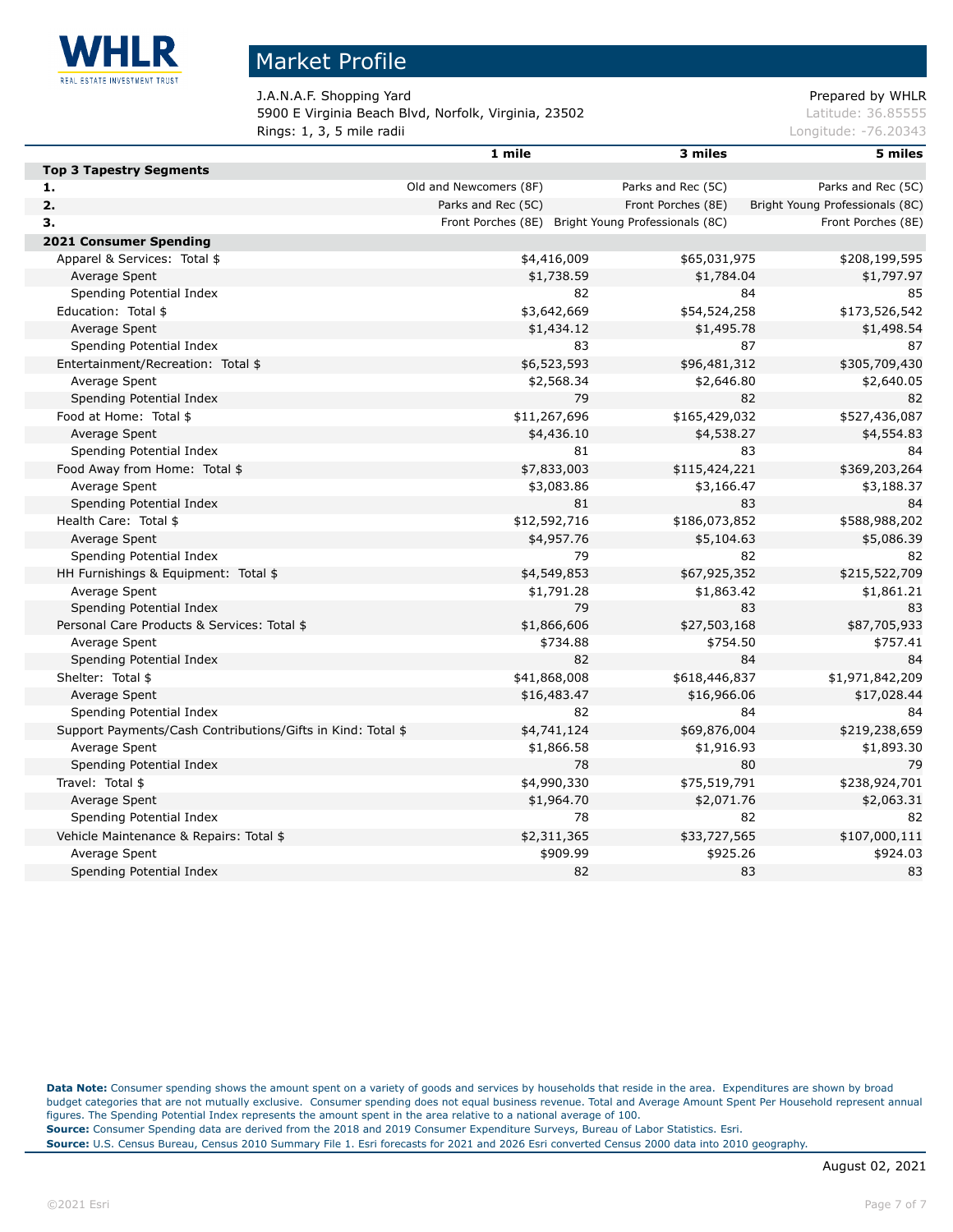# Market Profile

J.A.N.A.F. Shopping Yard
5900 E Virginia Beach Blvd, Norfolk, Virginia, 23502
Rings: 1, 3, 5 mile radii

Prepared by WHLR
Latitude: 36.85555
Longitude: -76.20343

| | 1 mile | 3 miles | 5 miles |
|---|---|---|---|
| **Top 3 Tapestry Segments** | | | |
| **1.** | Old and Newcomers (8F) | Parks and Rec (5C) | Parks and Rec (5C) |
| **2.** | Parks and Rec (5C) | Front Porches (8E) | Bright Young Professionals (8C) |
| **3.** | Front Porches (8E) | Bright Young Professionals (8C) | Front Porches (8E) |
| **2021 Consumer Spending** | | | |
| Apparel & Services: Total $ | $4,416,009 | $65,031,975 | $208,199,595 |
| Average Spent | $1,738.59 | $1,784.04 | $1,797.97 |
| Spending Potential Index | 82 | 84 | 85 |
| Education: Total $ | $3,642,669 | $54,524,258 | $173,526,542 |
| Average Spent | $1,434.12 | $1,495.78 | $1,498.54 |
| Spending Potential Index | 83 | 87 | 87 |
| Entertainment/Recreation: Total $ | $6,523,593 | $96,481,312 | $305,709,430 |
| Average Spent | $2,568.34 | $2,646.80 | $2,640.05 |
| Spending Potential Index | 79 | 82 | 82 |
| Food at Home: Total $ | $11,267,696 | $165,429,032 | $527,436,087 |
| Average Spent | $4,436.10 | $4,538.27 | $4,554.83 |
| Spending Potential Index | 81 | 83 | 84 |
| Food Away from Home: Total $ | $7,833,003 | $115,424,221 | $369,203,264 |
| Average Spent | $3,083.86 | $3,166.47 | $3,188.37 |
| Spending Potential Index | 81 | 83 | 84 |
| Health Care: Total $ | $12,592,716 | $186,073,852 | $588,988,202 |
| Average Spent | $4,957.76 | $5,104.63 | $5,086.39 |
| Spending Potential Index | 79 | 82 | 82 |
| HH Furnishings & Equipment: Total $ | $4,549,853 | $67,925,352 | $215,522,709 |
| Average Spent | $1,791.28 | $1,863.42 | $1,861.21 |
| Spending Potential Index | 79 | 83 | 83 |
| Personal Care Products & Services: Total $ | $1,866,606 | $27,503,168 | $87,705,933 |
| Average Spent | $734.88 | $754.50 | $757.41 |
| Spending Potential Index | 82 | 84 | 84 |
| Shelter: Total $ | $41,868,008 | $618,446,837 | $1,971,842,209 |
| Average Spent | $16,483.47 | $16,966.06 | $17,028.44 |
| Spending Potential Index | 82 | 84 | 84 |
| Support Payments/Cash Contributions/Gifts in Kind: Total $ | $4,741,124 | $69,876,004 | $219,238,659 |
| Average Spent | $1,866.58 | $1,916.93 | $1,893.30 |
| Spending Potential Index | 78 | 80 | 79 |
| Travel: Total $ | $4,990,330 | $75,519,791 | $238,924,701 |
| Average Spent | $1,964.70 | $2,071.76 | $2,063.31 |
| Spending Potential Index | 78 | 82 | 82 |
| Vehicle Maintenance & Repairs: Total $ | $2,311,365 | $33,727,565 | $107,000,111 |
| Average Spent | $909.99 | $925.26 | $924.03 |
| Spending Potential Index | 82 | 83 | 83 |

**Data Note:** Consumer spending shows the amount spent on a variety of goods and services by households that reside in the area. Expenditures are shown by broad budget categories that are not mutually exclusive. Consumer spending does not equal business revenue. Total and Average Amount Spent Per Household represent annual figures. The Spending Potential Index represents the amount spent in the area relative to a national average of 100.
**Source:** Consumer Spending data are derived from the 2018 and 2019 Consumer Expenditure Surveys, Bureau of Labor Statistics. Esri.
**Source:** U.S. Census Bureau, Census 2010 Summary File 1. Esri forecasts for 2021 and 2026 Esri converted Census 2000 data into 2010 geography.

August 02, 2021